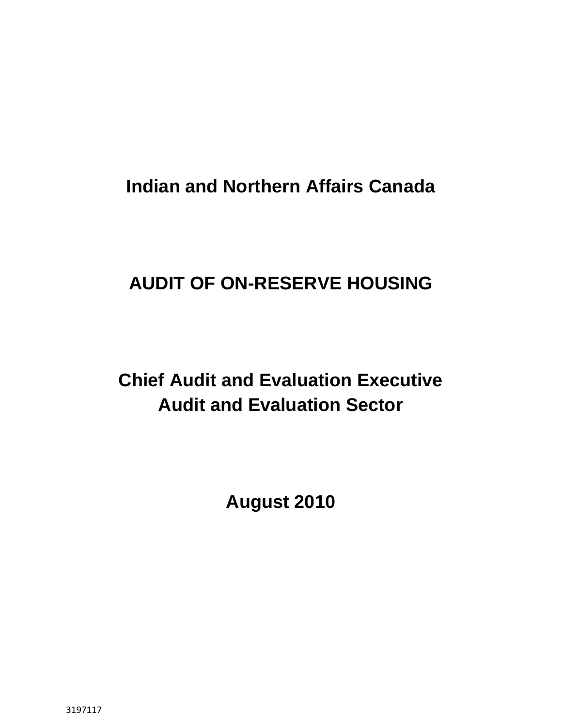# Indian and Northern Affairs Canada

# AUDIT OF ON-RESERVE HOUSING

## Chief Audit and Evaluation Executive
## Audit and Evaluation Sector

**August 2010**

3197117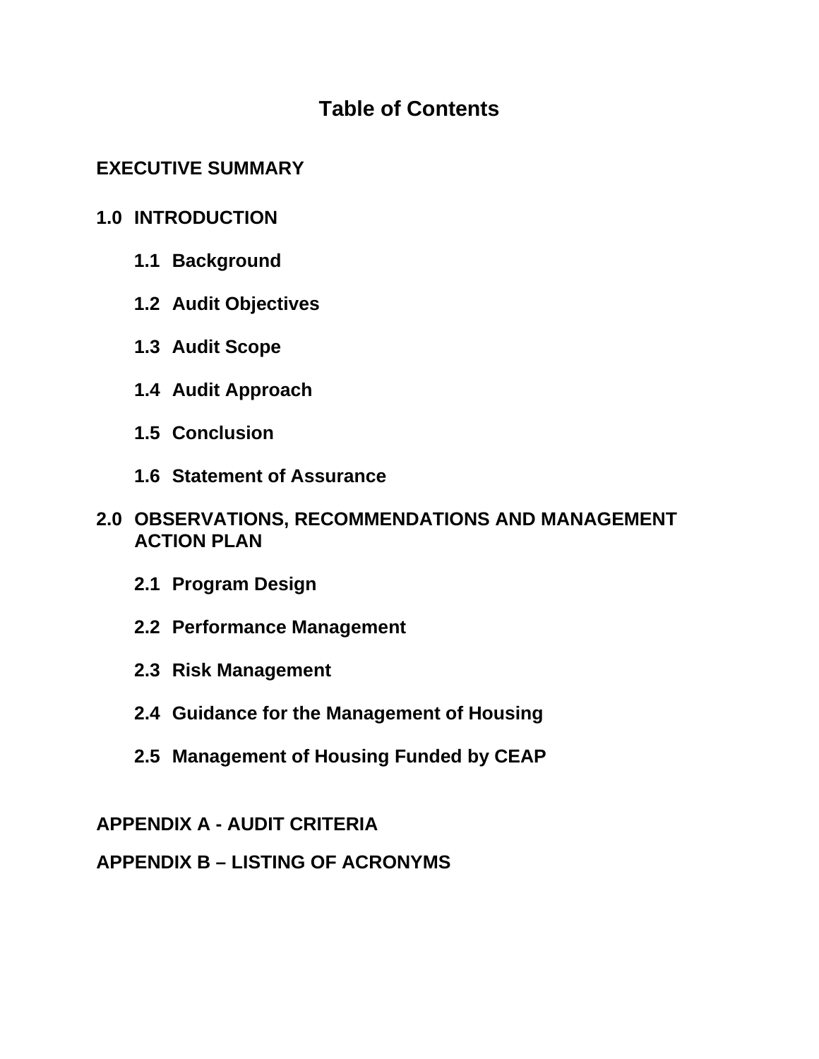# Table of Contents

**EXECUTIVE SUMMARY**

**1.0 INTRODUCTION**

- **1.1 Background**
- **1.2 Audit Objectives**
- **1.3 Audit Scope**
- **1.4 Audit Approach**
- **1.5 Conclusion**
- **1.6 Statement of Assurance**

**2.0 OBSERVATIONS, RECOMMENDATIONS AND MANAGEMENT ACTION PLAN**

- **2.1 Program Design**
- **2.2 Performance Management**
- **2.3 Risk Management**
- **2.4 Guidance for the Management of Housing**
- **2.5 Management of Housing Funded by CEAP**

**APPENDIX A - AUDIT CRITERIA**

**APPENDIX B – LISTING OF ACRONYMS**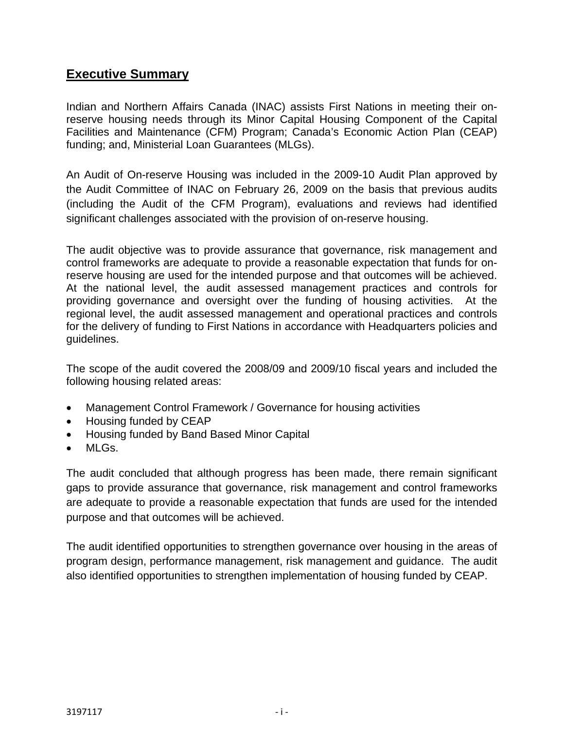## Executive Summary

Indian and Northern Affairs Canada (INAC) assists First Nations in meeting their on-reserve housing needs through its Minor Capital Housing Component of the Capital Facilities and Maintenance (CFM) Program; Canada's Economic Action Plan (CEAP) funding; and, Ministerial Loan Guarantees (MLGs).

An Audit of On-reserve Housing was included in the 2009-10 Audit Plan approved by the Audit Committee of INAC on February 26, 2009 on the basis that previous audits (including the Audit of the CFM Program), evaluations and reviews had identified significant challenges associated with the provision of on-reserve housing.

The audit objective was to provide assurance that governance, risk management and control frameworks are adequate to provide a reasonable expectation that funds for on-reserve housing are used for the intended purpose and that outcomes will be achieved. At the national level, the audit assessed management practices and controls for providing governance and oversight over the funding of housing activities. At the regional level, the audit assessed management and operational practices and controls for the delivery of funding to First Nations in accordance with Headquarters policies and guidelines.

The scope of the audit covered the 2008/09 and 2009/10 fiscal years and included the following housing related areas:

- Management Control Framework / Governance for housing activities
- Housing funded by CEAP
- Housing funded by Band Based Minor Capital
- MLGs.

The audit concluded that although progress has been made, there remain significant gaps to provide assurance that governance, risk management and control frameworks are adequate to provide a reasonable expectation that funds are used for the intended purpose and that outcomes will be achieved.

The audit identified opportunities to strengthen governance over housing in the areas of program design, performance management, risk management and guidance. The audit also identified opportunities to strengthen implementation of housing funded by CEAP.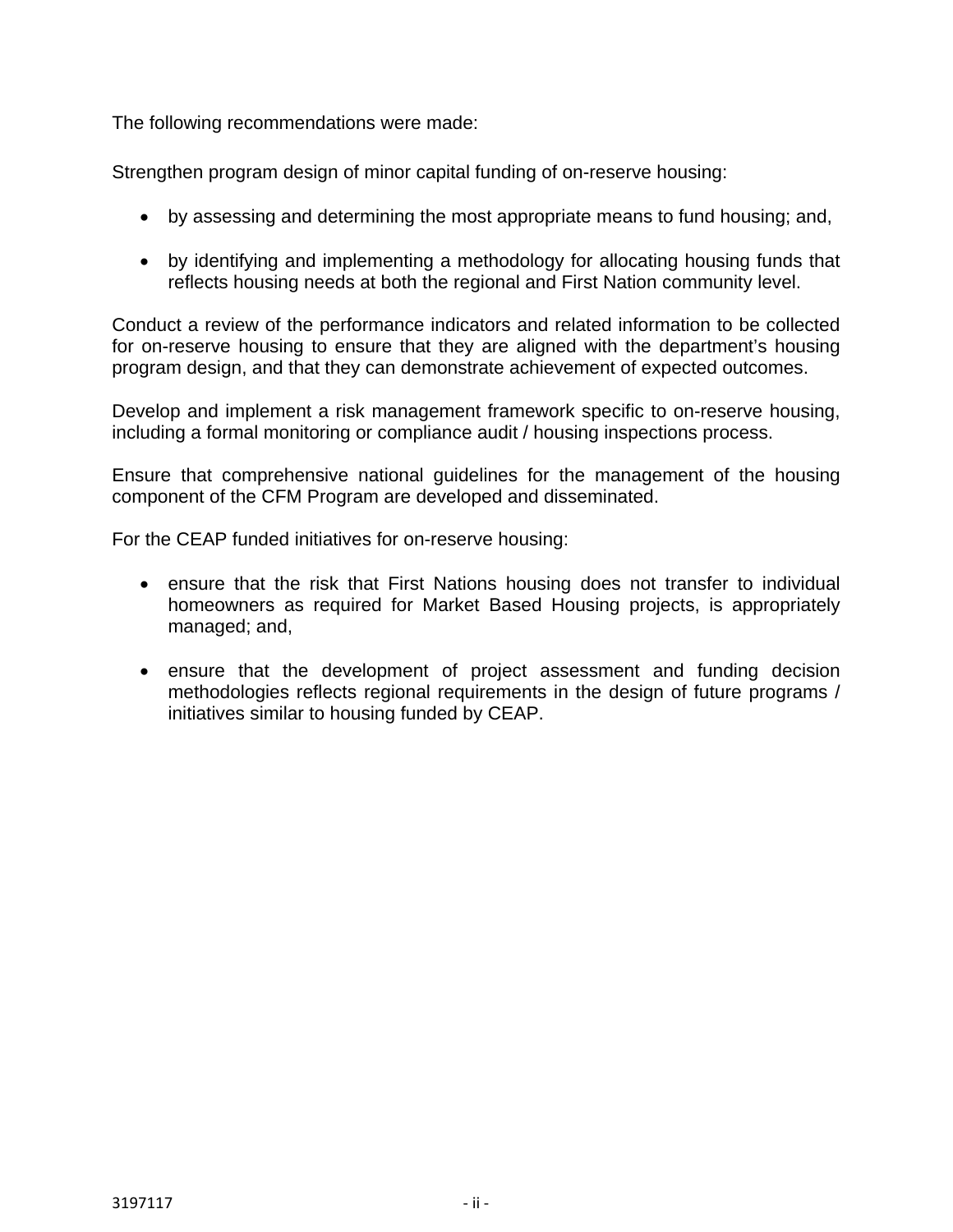The following recommendations were made:

Strengthen program design of minor capital funding of on-reserve housing:

- by assessing and determining the most appropriate means to fund housing; and,

- by identifying and implementing a methodology for allocating housing funds that reflects housing needs at both the regional and First Nation community level.

Conduct a review of the performance indicators and related information to be collected for on-reserve housing to ensure that they are aligned with the department's housing program design, and that they can demonstrate achievement of expected outcomes.

Develop and implement a risk management framework specific to on-reserve housing, including a formal monitoring or compliance audit / housing inspections process.

Ensure that comprehensive national guidelines for the management of the housing component of the CFM Program are developed and disseminated.

For the CEAP funded initiatives for on-reserve housing:

- ensure that the risk that First Nations housing does not transfer to individual homeowners as required for Market Based Housing projects, is appropriately managed; and,

- ensure that the development of project assessment and funding decision methodologies reflects regional requirements in the design of future programs / initiatives similar to housing funded by CEAP.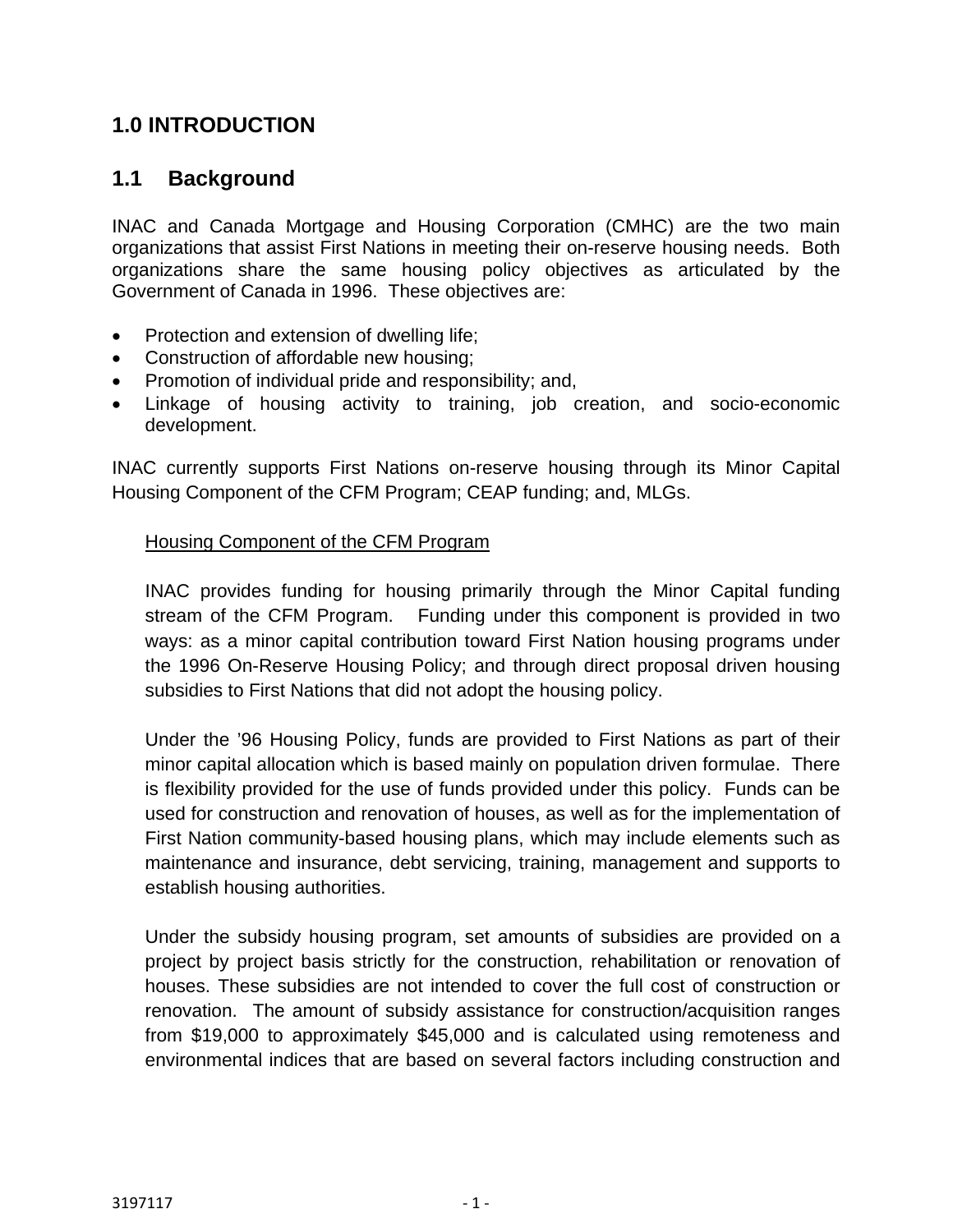# 1.0 INTRODUCTION

## 1.1 Background

INAC and Canada Mortgage and Housing Corporation (CMHC) are the two main organizations that assist First Nations in meeting their on-reserve housing needs. Both organizations share the same housing policy objectives as articulated by the Government of Canada in 1996. These objectives are:

- Protection and extension of dwelling life;
- Construction of affordable new housing;
- Promotion of individual pride and responsibility; and,
- Linkage of housing activity to training, job creation, and socio-economic development.

INAC currently supports First Nations on-reserve housing through its Minor Capital Housing Component of the CFM Program; CEAP funding; and, MLGs.

Housing Component of the CFM Program

INAC provides funding for housing primarily through the Minor Capital funding stream of the CFM Program. Funding under this component is provided in two ways: as a minor capital contribution toward First Nation housing programs under the 1996 On-Reserve Housing Policy; and through direct proposal driven housing subsidies to First Nations that did not adopt the housing policy.

Under the '96 Housing Policy, funds are provided to First Nations as part of their minor capital allocation which is based mainly on population driven formulae. There is flexibility provided for the use of funds provided under this policy. Funds can be used for construction and renovation of houses, as well as for the implementation of First Nation community-based housing plans, which may include elements such as maintenance and insurance, debt servicing, training, management and supports to establish housing authorities.

Under the subsidy housing program, set amounts of subsidies are provided on a project by project basis strictly for the construction, rehabilitation or renovation of houses. These subsidies are not intended to cover the full cost of construction or renovation. The amount of subsidy assistance for construction/acquisition ranges from $19,000 to approximately $45,000 and is calculated using remoteness and environmental indices that are based on several factors including construction and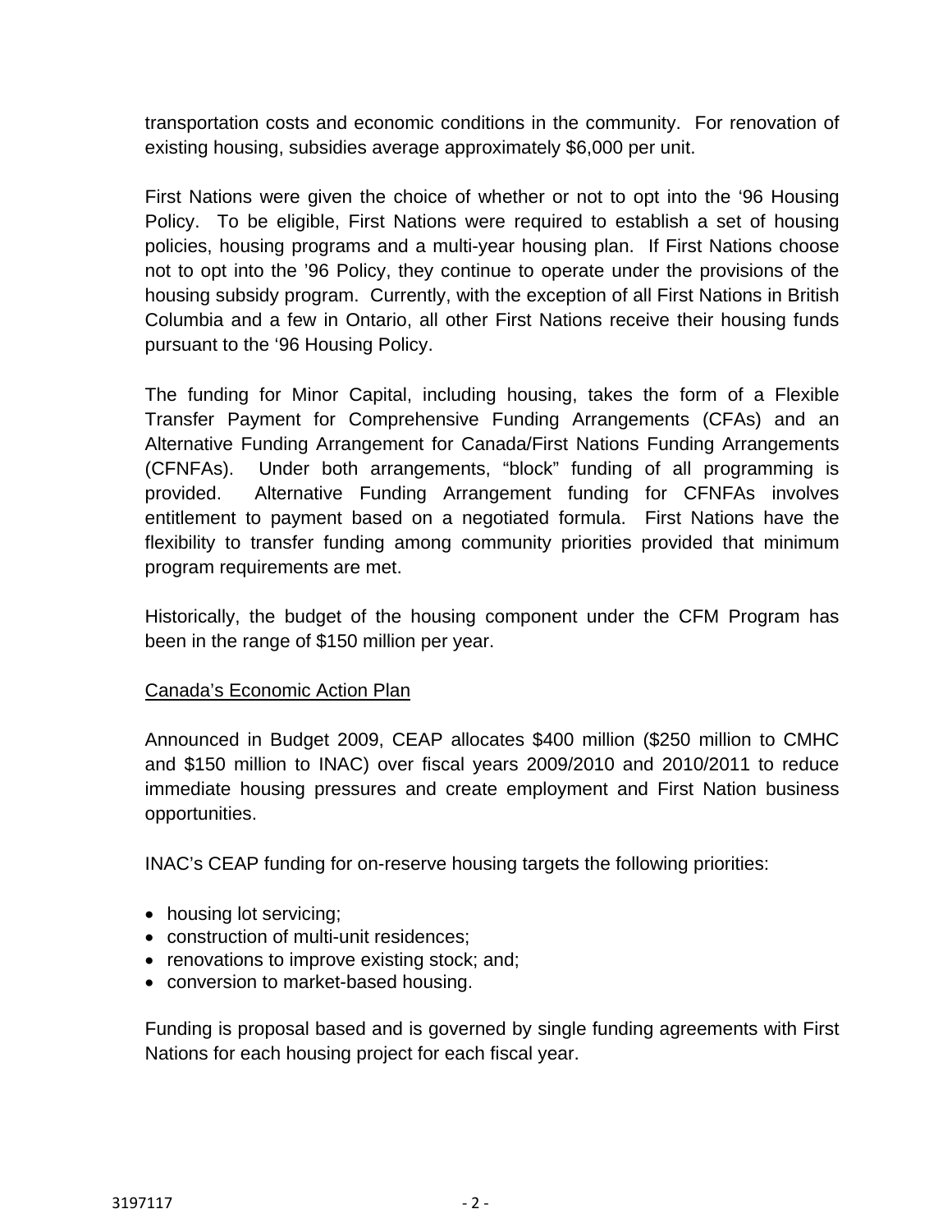transportation costs and economic conditions in the community. For renovation of existing housing, subsidies average approximately $6,000 per unit.

First Nations were given the choice of whether or not to opt into the '96 Housing Policy. To be eligible, First Nations were required to establish a set of housing policies, housing programs and a multi-year housing plan. If First Nations choose not to opt into the '96 Policy, they continue to operate under the provisions of the housing subsidy program. Currently, with the exception of all First Nations in British Columbia and a few in Ontario, all other First Nations receive their housing funds pursuant to the '96 Housing Policy.

The funding for Minor Capital, including housing, takes the form of a Flexible Transfer Payment for Comprehensive Funding Arrangements (CFAs) and an Alternative Funding Arrangement for Canada/First Nations Funding Arrangements (CFNFAs). Under both arrangements, "block" funding of all programming is provided. Alternative Funding Arrangement funding for CFNFAs involves entitlement to payment based on a negotiated formula. First Nations have the flexibility to transfer funding among community priorities provided that minimum program requirements are met.

Historically, the budget of the housing component under the CFM Program has been in the range of $150 million per year.

<u>Canada's Economic Action Plan</u>

Announced in Budget 2009, CEAP allocates $400 million ($250 million to CMHC and $150 million to INAC) over fiscal years 2009/2010 and 2010/2011 to reduce immediate housing pressures and create employment and First Nation business opportunities.

INAC's CEAP funding for on-reserve housing targets the following priorities:

- housing lot servicing;
- construction of multi-unit residences;
- renovations to improve existing stock; and;
- conversion to market-based housing.

Funding is proposal based and is governed by single funding agreements with First Nations for each housing project for each fiscal year.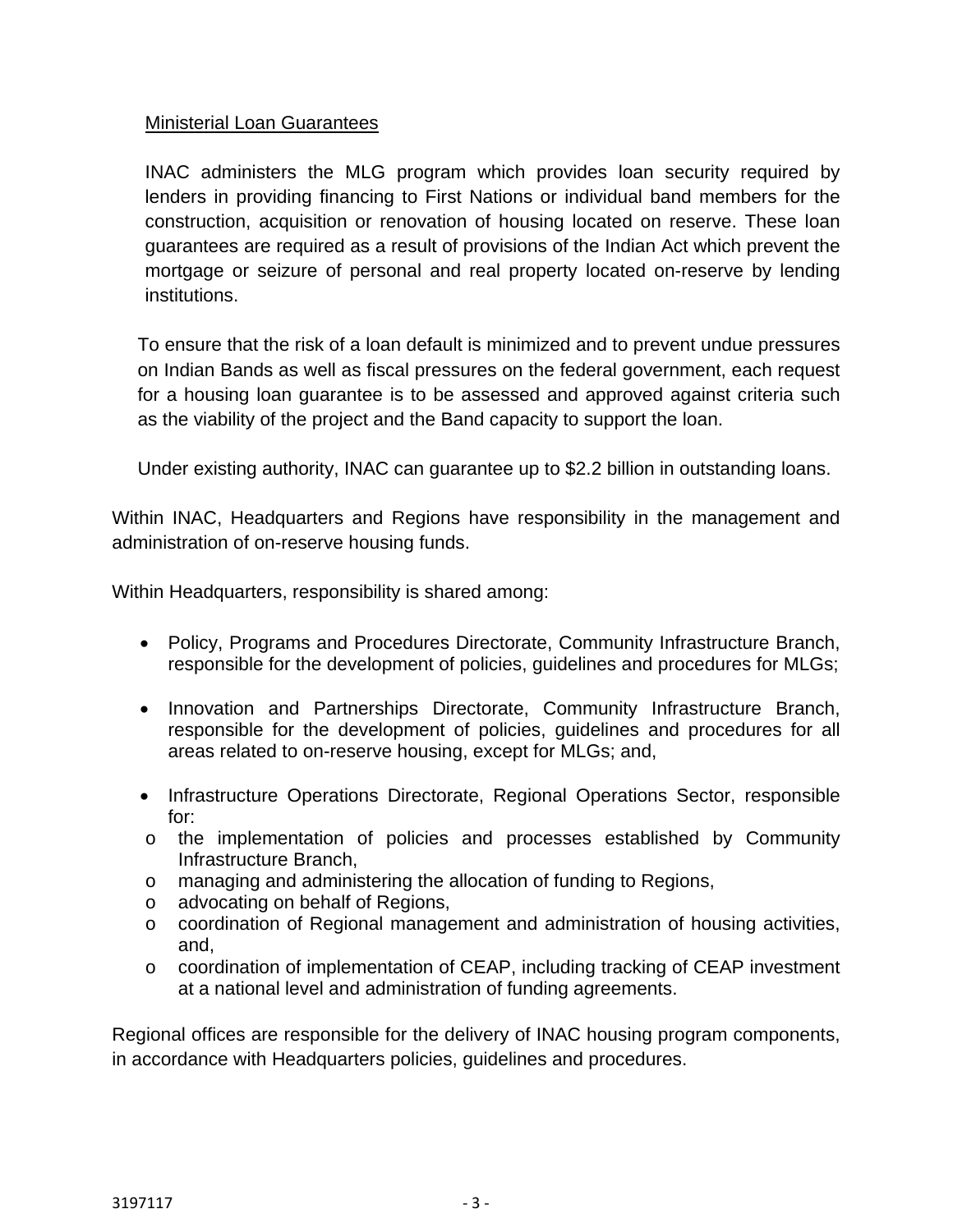Ministerial Loan Guarantees

INAC administers the MLG program which provides loan security required by lenders in providing financing to First Nations or individual band members for the construction, acquisition or renovation of housing located on reserve. These loan guarantees are required as a result of provisions of the Indian Act which prevent the mortgage or seizure of personal and real property located on-reserve by lending institutions.

To ensure that the risk of a loan default is minimized and to prevent undue pressures on Indian Bands as well as fiscal pressures on the federal government, each request for a housing loan guarantee is to be assessed and approved against criteria such as the viability of the project and the Band capacity to support the loan.

Under existing authority, INAC can guarantee up to $2.2 billion in outstanding loans.

Within INAC, Headquarters and Regions have responsibility in the management and administration of on-reserve housing funds.

Within Headquarters, responsibility is shared among:

- Policy, Programs and Procedures Directorate, Community Infrastructure Branch, responsible for the development of policies, guidelines and procedures for MLGs;
- Innovation and Partnerships Directorate, Community Infrastructure Branch, responsible for the development of policies, guidelines and procedures for all areas related to on-reserve housing, except for MLGs; and,
- Infrastructure Operations Directorate, Regional Operations Sector, responsible for:
  - the implementation of policies and processes established by Community Infrastructure Branch,
  - managing and administering the allocation of funding to Regions,
  - advocating on behalf of Regions,
  - coordination of Regional management and administration of housing activities, and,
  - coordination of implementation of CEAP, including tracking of CEAP investment at a national level and administration of funding agreements.

Regional offices are responsible for the delivery of INAC housing program components, in accordance with Headquarters policies, guidelines and procedures.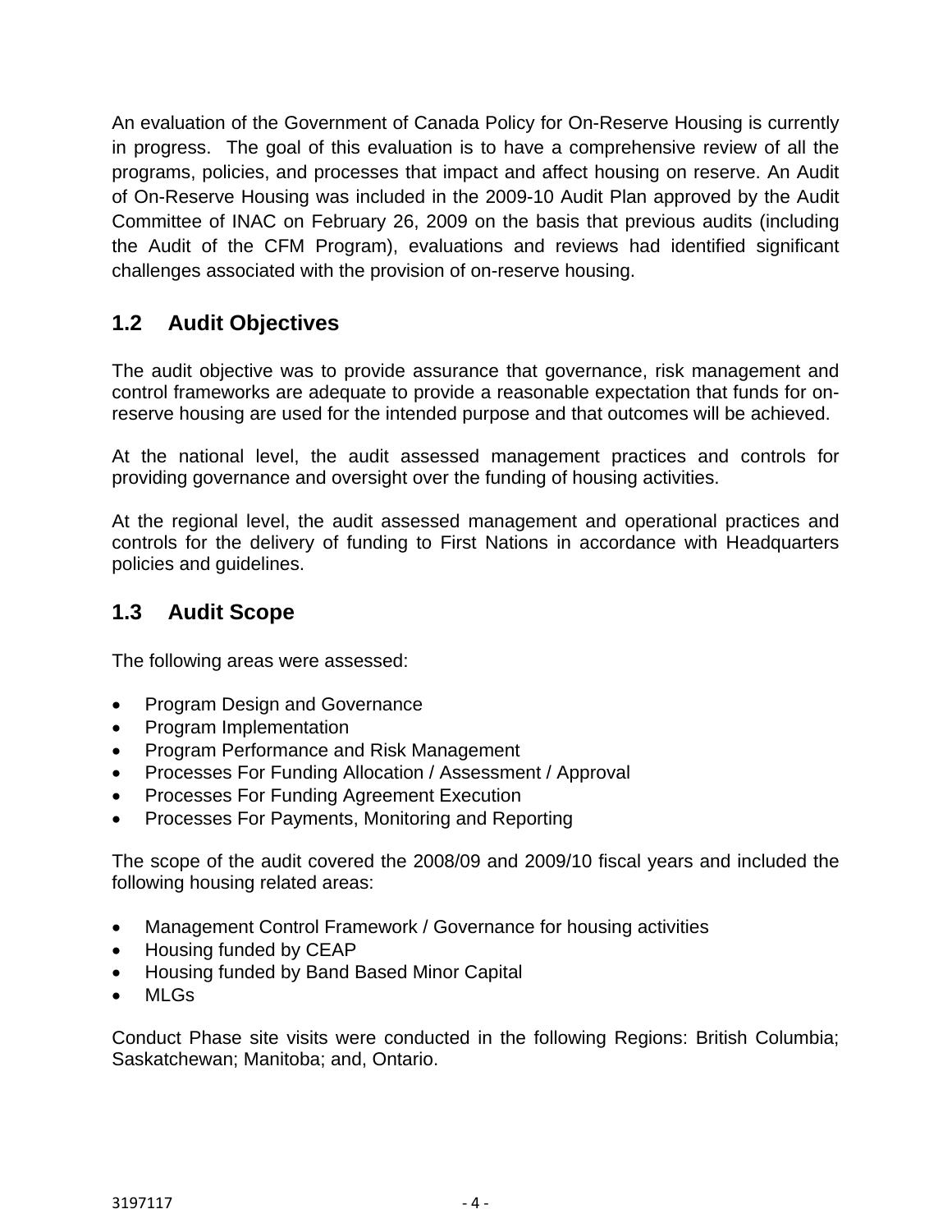An evaluation of the Government of Canada Policy for On-Reserve Housing is currently in progress. The goal of this evaluation is to have a comprehensive review of all the programs, policies, and processes that impact and affect housing on reserve. An Audit of On-Reserve Housing was included in the 2009-10 Audit Plan approved by the Audit Committee of INAC on February 26, 2009 on the basis that previous audits (including the Audit of the CFM Program), evaluations and reviews had identified significant challenges associated with the provision of on-reserve housing.

## 1.2 Audit Objectives

The audit objective was to provide assurance that governance, risk management and control frameworks are adequate to provide a reasonable expectation that funds for on-reserve housing are used for the intended purpose and that outcomes will be achieved.

At the national level, the audit assessed management practices and controls for providing governance and oversight over the funding of housing activities.

At the regional level, the audit assessed management and operational practices and controls for the delivery of funding to First Nations in accordance with Headquarters policies and guidelines.

## 1.3 Audit Scope

The following areas were assessed:

- Program Design and Governance
- Program Implementation
- Program Performance and Risk Management
- Processes For Funding Allocation / Assessment / Approval
- Processes For Funding Agreement Execution
- Processes For Payments, Monitoring and Reporting

The scope of the audit covered the 2008/09 and 2009/10 fiscal years and included the following housing related areas:

- Management Control Framework / Governance for housing activities
- Housing funded by CEAP
- Housing funded by Band Based Minor Capital
- MLGs

Conduct Phase site visits were conducted in the following Regions: British Columbia; Saskatchewan; Manitoba; and, Ontario.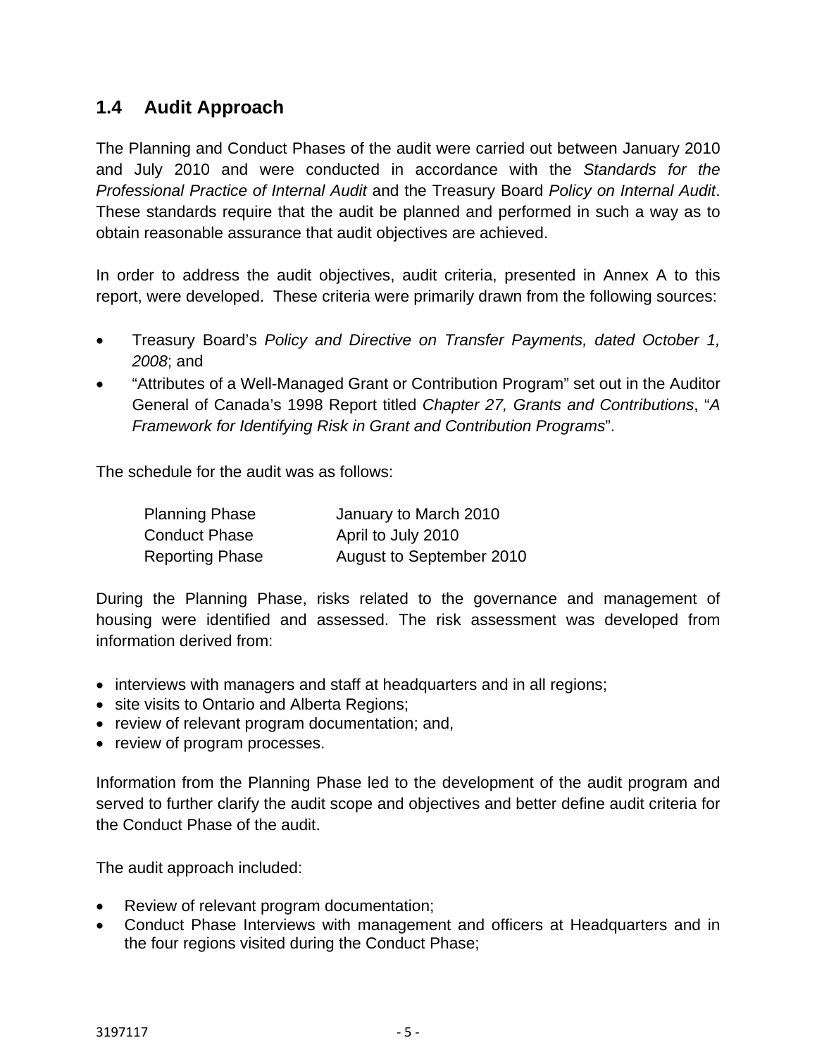## 1.4 Audit Approach

The Planning and Conduct Phases of the audit were carried out between January 2010 and July 2010 and were conducted in accordance with the *Standards for the Professional Practice of Internal Audit* and the Treasury Board *Policy on Internal Audit*. These standards require that the audit be planned and performed in such a way as to obtain reasonable assurance that audit objectives are achieved.

In order to address the audit objectives, audit criteria, presented in Annex A to this report, were developed. These criteria were primarily drawn from the following sources:

- Treasury Board's *Policy and Directive on Transfer Payments, dated October 1, 2008*; and
- "Attributes of a Well-Managed Grant or Contribution Program" set out in the Auditor General of Canada's 1998 Report titled *Chapter 27, Grants and Contributions*, "*A Framework for Identifying Risk in Grant and Contribution Programs*".

The schedule for the audit was as follows:

| | |
|---|---|
| Planning Phase | January to March 2010 |
| Conduct Phase | April to July 2010 |
| Reporting Phase | August to September 2010 |

During the Planning Phase, risks related to the governance and management of housing were identified and assessed. The risk assessment was developed from information derived from:

- interviews with managers and staff at headquarters and in all regions;
- site visits to Ontario and Alberta Regions;
- review of relevant program documentation; and,
- review of program processes.

Information from the Planning Phase led to the development of the audit program and served to further clarify the audit scope and objectives and better define audit criteria for the Conduct Phase of the audit.

The audit approach included:

- Review of relevant program documentation;
- Conduct Phase Interviews with management and officers at Headquarters and in the four regions visited during the Conduct Phase;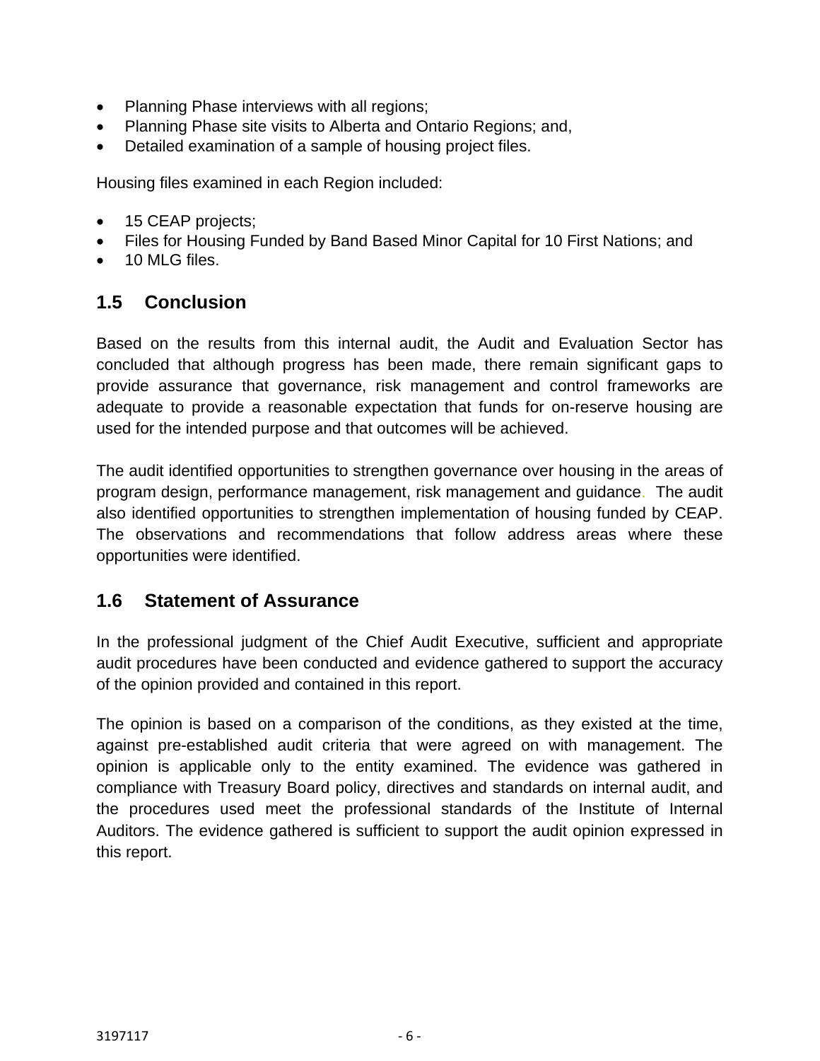- Planning Phase interviews with all regions;
- Planning Phase site visits to Alberta and Ontario Regions; and,
- Detailed examination of a sample of housing project files.

Housing files examined in each Region included:

- 15 CEAP projects;
- Files for Housing Funded by Band Based Minor Capital for 10 First Nations; and
- 10 MLG files.

## 1.5 Conclusion

Based on the results from this internal audit, the Audit and Evaluation Sector has concluded that although progress has been made, there remain significant gaps to provide assurance that governance, risk management and control frameworks are adequate to provide a reasonable expectation that funds for on-reserve housing are used for the intended purpose and that outcomes will be achieved.

The audit identified opportunities to strengthen governance over housing in the areas of program design, performance management, risk management and guidance. The audit also identified opportunities to strengthen implementation of housing funded by CEAP. The observations and recommendations that follow address areas where these opportunities were identified.

## 1.6 Statement of Assurance

In the professional judgment of the Chief Audit Executive, sufficient and appropriate audit procedures have been conducted and evidence gathered to support the accuracy of the opinion provided and contained in this report.

The opinion is based on a comparison of the conditions, as they existed at the time, against pre-established audit criteria that were agreed on with management. The opinion is applicable only to the entity examined. The evidence was gathered in compliance with Treasury Board policy, directives and standards on internal audit, and the procedures used meet the professional standards of the Institute of Internal Auditors. The evidence gathered is sufficient to support the audit opinion expressed in this report.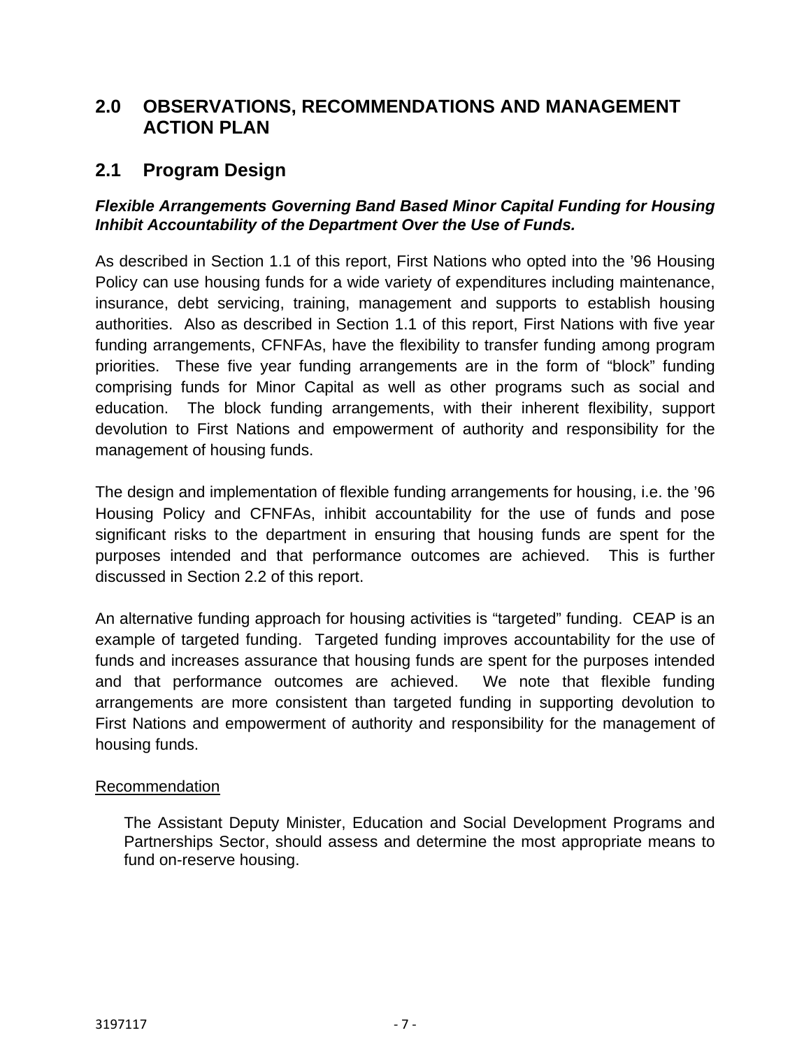## 2.0 OBSERVATIONS, RECOMMENDATIONS AND MANAGEMENT ACTION PLAN

## 2.1 Program Design

***Flexible Arrangements Governing Band Based Minor Capital Funding for Housing Inhibit Accountability of the Department Over the Use of Funds.***

As described in Section 1.1 of this report, First Nations who opted into the '96 Housing Policy can use housing funds for a wide variety of expenditures including maintenance, insurance, debt servicing, training, management and supports to establish housing authorities. Also as described in Section 1.1 of this report, First Nations with five year funding arrangements, CFNFAs, have the flexibility to transfer funding among program priorities. These five year funding arrangements are in the form of "block" funding comprising funds for Minor Capital as well as other programs such as social and education. The block funding arrangements, with their inherent flexibility, support devolution to First Nations and empowerment of authority and responsibility for the management of housing funds.

The design and implementation of flexible funding arrangements for housing, i.e. the '96 Housing Policy and CFNFAs, inhibit accountability for the use of funds and pose significant risks to the department in ensuring that housing funds are spent for the purposes intended and that performance outcomes are achieved. This is further discussed in Section 2.2 of this report.

An alternative funding approach for housing activities is "targeted" funding. CEAP is an example of targeted funding. Targeted funding improves accountability for the use of funds and increases assurance that housing funds are spent for the purposes intended and that performance outcomes are achieved. We note that flexible funding arrangements are more consistent than targeted funding in supporting devolution to First Nations and empowerment of authority and responsibility for the management of housing funds.

<u>Recommendation</u>

> The Assistant Deputy Minister, Education and Social Development Programs and Partnerships Sector, should assess and determine the most appropriate means to fund on-reserve housing.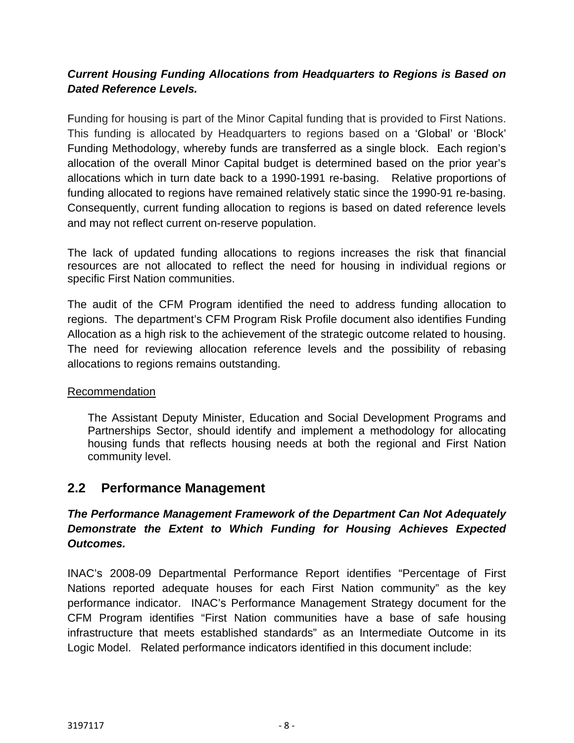***Current Housing Funding Allocations from Headquarters to Regions is Based on Dated Reference Levels.***

Funding for housing is part of the Minor Capital funding that is provided to First Nations. This funding is allocated by Headquarters to regions based on a 'Global' or 'Block' Funding Methodology, whereby funds are transferred as a single block. Each region's allocation of the overall Minor Capital budget is determined based on the prior year's allocations which in turn date back to a 1990-1991 re-basing. Relative proportions of funding allocated to regions have remained relatively static since the 1990-91 re-basing. Consequently, current funding allocation to regions is based on dated reference levels and may not reflect current on-reserve population.

The lack of updated funding allocations to regions increases the risk that financial resources are not allocated to reflect the need for housing in individual regions or specific First Nation communities.

The audit of the CFM Program identified the need to address funding allocation to regions. The department's CFM Program Risk Profile document also identifies Funding Allocation as a high risk to the achievement of the strategic outcome related to housing. The need for reviewing allocation reference levels and the possibility of rebasing allocations to regions remains outstanding.

Recommendation

> The Assistant Deputy Minister, Education and Social Development Programs and Partnerships Sector, should identify and implement a methodology for allocating housing funds that reflects housing needs at both the regional and First Nation community level.

## 2.2 Performance Management

***The Performance Management Framework of the Department Can Not Adequately Demonstrate the Extent to Which Funding for Housing Achieves Expected Outcomes.***

INAC's 2008-09 Departmental Performance Report identifies "Percentage of First Nations reported adequate houses for each First Nation community" as the key performance indicator. INAC's Performance Management Strategy document for the CFM Program identifies "First Nation communities have a base of safe housing infrastructure that meets established standards" as an Intermediate Outcome in its Logic Model. Related performance indicators identified in this document include: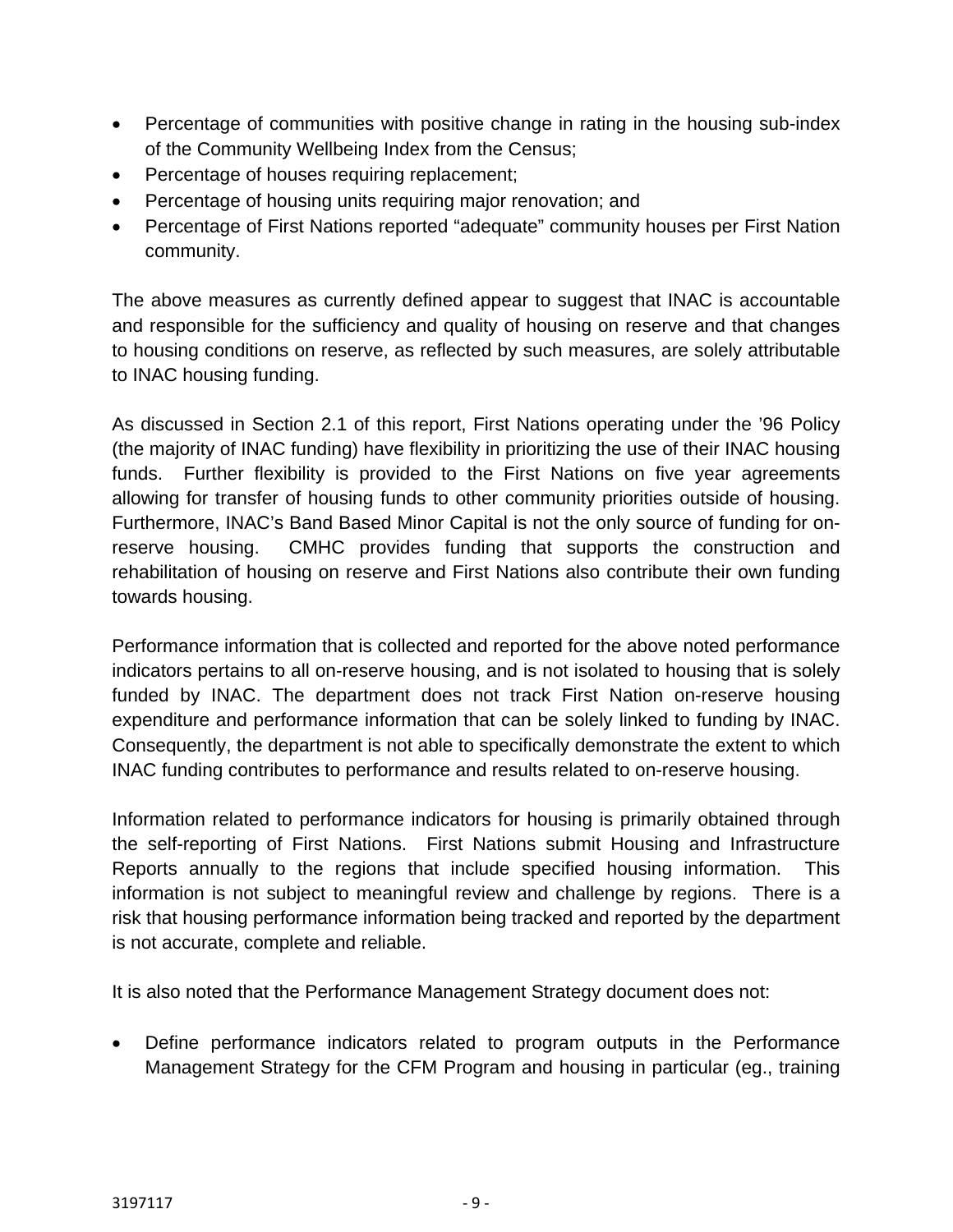- Percentage of communities with positive change in rating in the housing sub-index of the Community Wellbeing Index from the Census;
- Percentage of houses requiring replacement;
- Percentage of housing units requiring major renovation; and
- Percentage of First Nations reported "adequate" community houses per First Nation community.

The above measures as currently defined appear to suggest that INAC is accountable and responsible for the sufficiency and quality of housing on reserve and that changes to housing conditions on reserve, as reflected by such measures, are solely attributable to INAC housing funding.

As discussed in Section 2.1 of this report, First Nations operating under the '96 Policy (the majority of INAC funding) have flexibility in prioritizing the use of their INAC housing funds. Further flexibility is provided to the First Nations on five year agreements allowing for transfer of housing funds to other community priorities outside of housing. Furthermore, INAC's Band Based Minor Capital is not the only source of funding for on-reserve housing. CMHC provides funding that supports the construction and rehabilitation of housing on reserve and First Nations also contribute their own funding towards housing.

Performance information that is collected and reported for the above noted performance indicators pertains to all on-reserve housing, and is not isolated to housing that is solely funded by INAC. The department does not track First Nation on-reserve housing expenditure and performance information that can be solely linked to funding by INAC. Consequently, the department is not able to specifically demonstrate the extent to which INAC funding contributes to performance and results related to on-reserve housing.

Information related to performance indicators for housing is primarily obtained through the self-reporting of First Nations. First Nations submit Housing and Infrastructure Reports annually to the regions that include specified housing information. This information is not subject to meaningful review and challenge by regions. There is a risk that housing performance information being tracked and reported by the department is not accurate, complete and reliable.

It is also noted that the Performance Management Strategy document does not:

- Define performance indicators related to program outputs in the Performance Management Strategy for the CFM Program and housing in particular (eg., training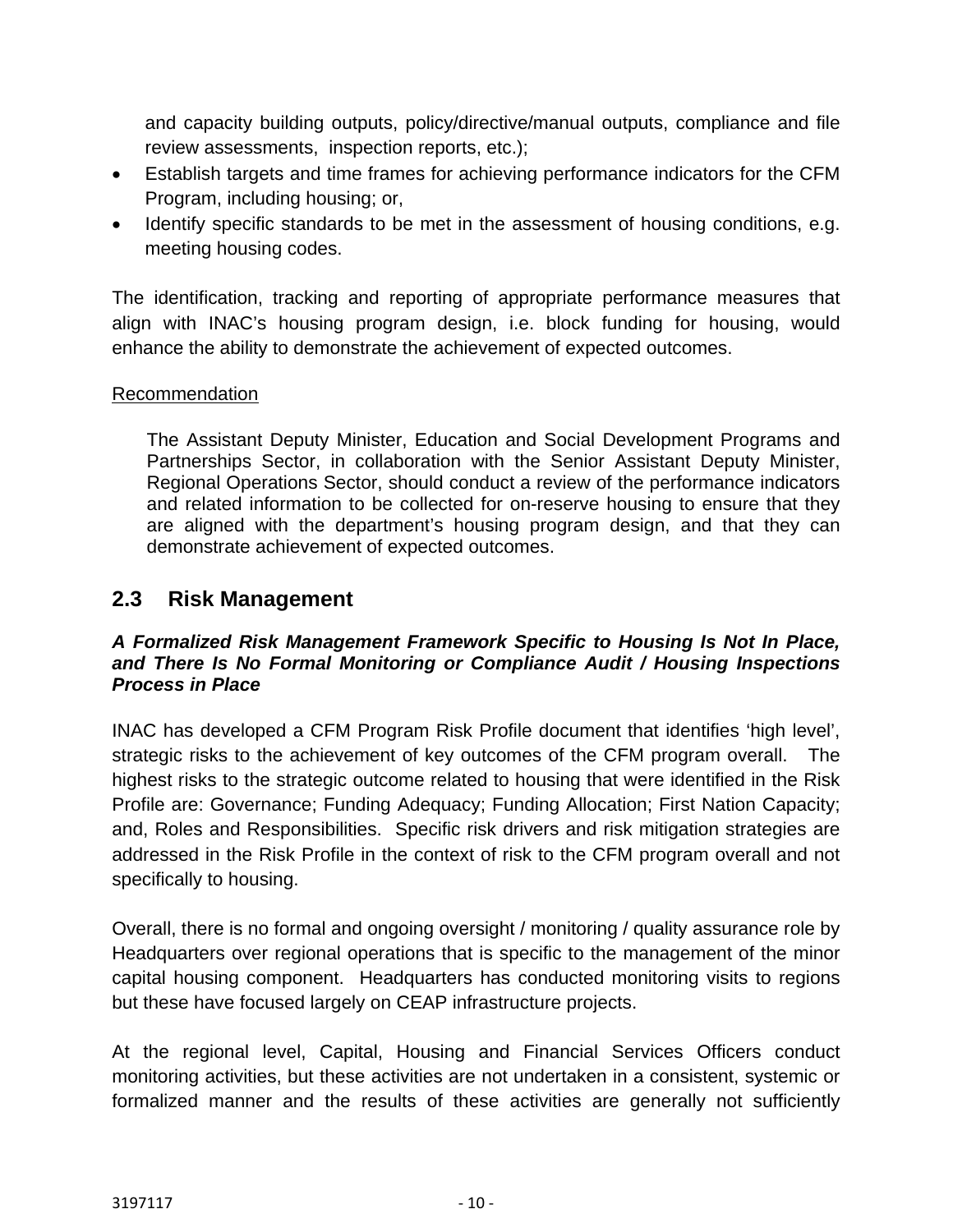and capacity building outputs, policy/directive/manual outputs, compliance and file review assessments, inspection reports, etc.);

- Establish targets and time frames for achieving performance indicators for the CFM Program, including housing; or,
- Identify specific standards to be met in the assessment of housing conditions, e.g. meeting housing codes.

The identification, tracking and reporting of appropriate performance measures that align with INAC's housing program design, i.e. block funding for housing, would enhance the ability to demonstrate the achievement of expected outcomes.

Recommendation

> The Assistant Deputy Minister, Education and Social Development Programs and Partnerships Sector, in collaboration with the Senior Assistant Deputy Minister, Regional Operations Sector, should conduct a review of the performance indicators and related information to be collected for on-reserve housing to ensure that they are aligned with the department's housing program design, and that they can demonstrate achievement of expected outcomes.

## 2.3 Risk Management

***A Formalized Risk Management Framework Specific to Housing Is Not In Place, and There Is No Formal Monitoring or Compliance Audit / Housing Inspections Process in Place***

INAC has developed a CFM Program Risk Profile document that identifies 'high level', strategic risks to the achievement of key outcomes of the CFM program overall. The highest risks to the strategic outcome related to housing that were identified in the Risk Profile are: Governance; Funding Adequacy; Funding Allocation; First Nation Capacity; and, Roles and Responsibilities. Specific risk drivers and risk mitigation strategies are addressed in the Risk Profile in the context of risk to the CFM program overall and not specifically to housing.

Overall, there is no formal and ongoing oversight / monitoring / quality assurance role by Headquarters over regional operations that is specific to the management of the minor capital housing component. Headquarters has conducted monitoring visits to regions but these have focused largely on CEAP infrastructure projects.

At the regional level, Capital, Housing and Financial Services Officers conduct monitoring activities, but these activities are not undertaken in a consistent, systemic or formalized manner and the results of these activities are generally not sufficiently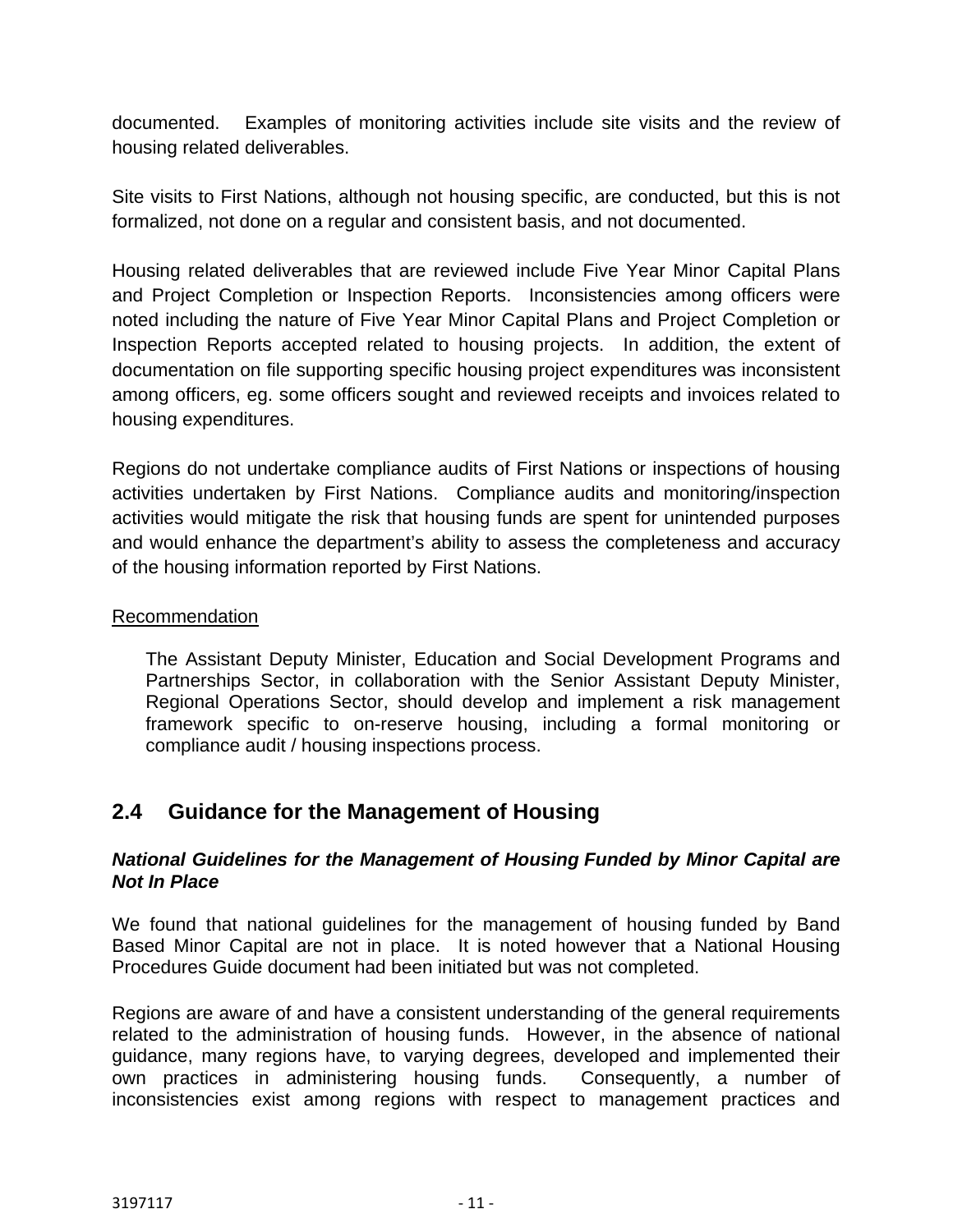documented. Examples of monitoring activities include site visits and the review of housing related deliverables.

Site visits to First Nations, although not housing specific, are conducted, but this is not formalized, not done on a regular and consistent basis, and not documented.

Housing related deliverables that are reviewed include Five Year Minor Capital Plans and Project Completion or Inspection Reports. Inconsistencies among officers were noted including the nature of Five Year Minor Capital Plans and Project Completion or Inspection Reports accepted related to housing projects. In addition, the extent of documentation on file supporting specific housing project expenditures was inconsistent among officers, eg. some officers sought and reviewed receipts and invoices related to housing expenditures.

Regions do not undertake compliance audits of First Nations or inspections of housing activities undertaken by First Nations. Compliance audits and monitoring/inspection activities would mitigate the risk that housing funds are spent for unintended purposes and would enhance the department's ability to assess the completeness and accuracy of the housing information reported by First Nations.

Recommendation

> The Assistant Deputy Minister, Education and Social Development Programs and Partnerships Sector, in collaboration with the Senior Assistant Deputy Minister, Regional Operations Sector, should develop and implement a risk management framework specific to on-reserve housing, including a formal monitoring or compliance audit / housing inspections process.

## 2.4 Guidance for the Management of Housing

***National Guidelines for the Management of Housing Funded by Minor Capital are Not In Place***

We found that national guidelines for the management of housing funded by Band Based Minor Capital are not in place. It is noted however that a National Housing Procedures Guide document had been initiated but was not completed.

Regions are aware of and have a consistent understanding of the general requirements related to the administration of housing funds. However, in the absence of national guidance, many regions have, to varying degrees, developed and implemented their own practices in administering housing funds. Consequently, a number of inconsistencies exist among regions with respect to management practices and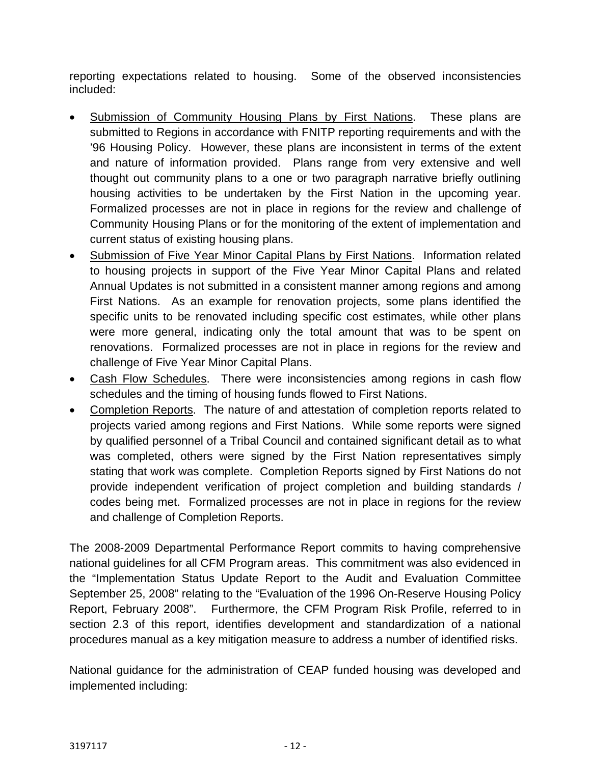reporting expectations related to housing. Some of the observed inconsistencies included:

- Submission of Community Housing Plans by First Nations. These plans are submitted to Regions in accordance with FNITP reporting requirements and with the '96 Housing Policy. However, these plans are inconsistent in terms of the extent and nature of information provided. Plans range from very extensive and well thought out community plans to a one or two paragraph narrative briefly outlining housing activities to be undertaken by the First Nation in the upcoming year. Formalized processes are not in place in regions for the review and challenge of Community Housing Plans or for the monitoring of the extent of implementation and current status of existing housing plans.
- Submission of Five Year Minor Capital Plans by First Nations. Information related to housing projects in support of the Five Year Minor Capital Plans and related Annual Updates is not submitted in a consistent manner among regions and among First Nations. As an example for renovation projects, some plans identified the specific units to be renovated including specific cost estimates, while other plans were more general, indicating only the total amount that was to be spent on renovations. Formalized processes are not in place in regions for the review and challenge of Five Year Minor Capital Plans.
- Cash Flow Schedules. There were inconsistencies among regions in cash flow schedules and the timing of housing funds flowed to First Nations.
- Completion Reports. The nature of and attestation of completion reports related to projects varied among regions and First Nations. While some reports were signed by qualified personnel of a Tribal Council and contained significant detail as to what was completed, others were signed by the First Nation representatives simply stating that work was complete. Completion Reports signed by First Nations do not provide independent verification of project completion and building standards / codes being met. Formalized processes are not in place in regions for the review and challenge of Completion Reports.

The 2008-2009 Departmental Performance Report commits to having comprehensive national guidelines for all CFM Program areas. This commitment was also evidenced in the "Implementation Status Update Report to the Audit and Evaluation Committee September 25, 2008" relating to the "Evaluation of the 1996 On-Reserve Housing Policy Report, February 2008". Furthermore, the CFM Program Risk Profile, referred to in section 2.3 of this report, identifies development and standardization of a national procedures manual as a key mitigation measure to address a number of identified risks.

National guidance for the administration of CEAP funded housing was developed and implemented including: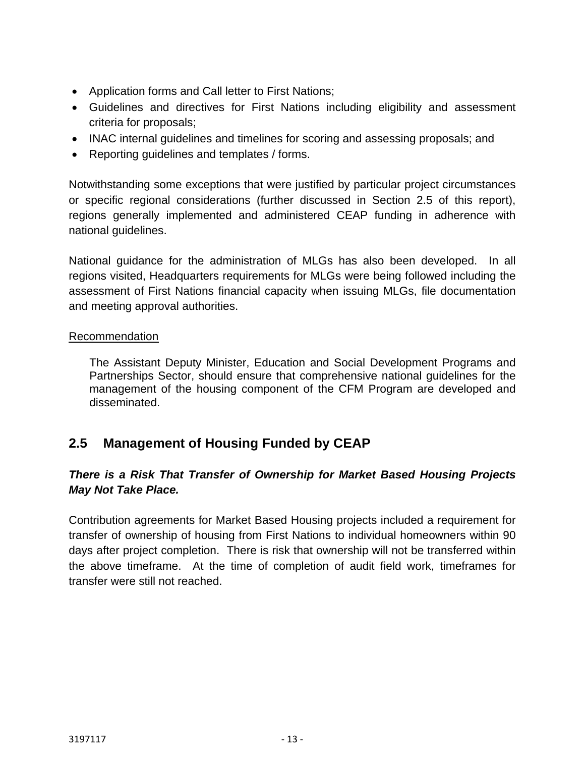- Application forms and Call letter to First Nations;
- Guidelines and directives for First Nations including eligibility and assessment criteria for proposals;
- INAC internal guidelines and timelines for scoring and assessing proposals; and
- Reporting guidelines and templates / forms.

Notwithstanding some exceptions that were justified by particular project circumstances or specific regional considerations (further discussed in Section 2.5 of this report), regions generally implemented and administered CEAP funding in adherence with national guidelines.

National guidance for the administration of MLGs has also been developed. In all regions visited, Headquarters requirements for MLGs were being followed including the assessment of First Nations financial capacity when issuing MLGs, file documentation and meeting approval authorities.

Recommendation

> The Assistant Deputy Minister, Education and Social Development Programs and Partnerships Sector, should ensure that comprehensive national guidelines for the management of the housing component of the CFM Program are developed and disseminated.

## 2.5 Management of Housing Funded by CEAP

***There is a Risk That Transfer of Ownership for Market Based Housing Projects May Not Take Place.***

Contribution agreements for Market Based Housing projects included a requirement for transfer of ownership of housing from First Nations to individual homeowners within 90 days after project completion. There is risk that ownership will not be transferred within the above timeframe. At the time of completion of audit field work, timeframes for transfer were still not reached.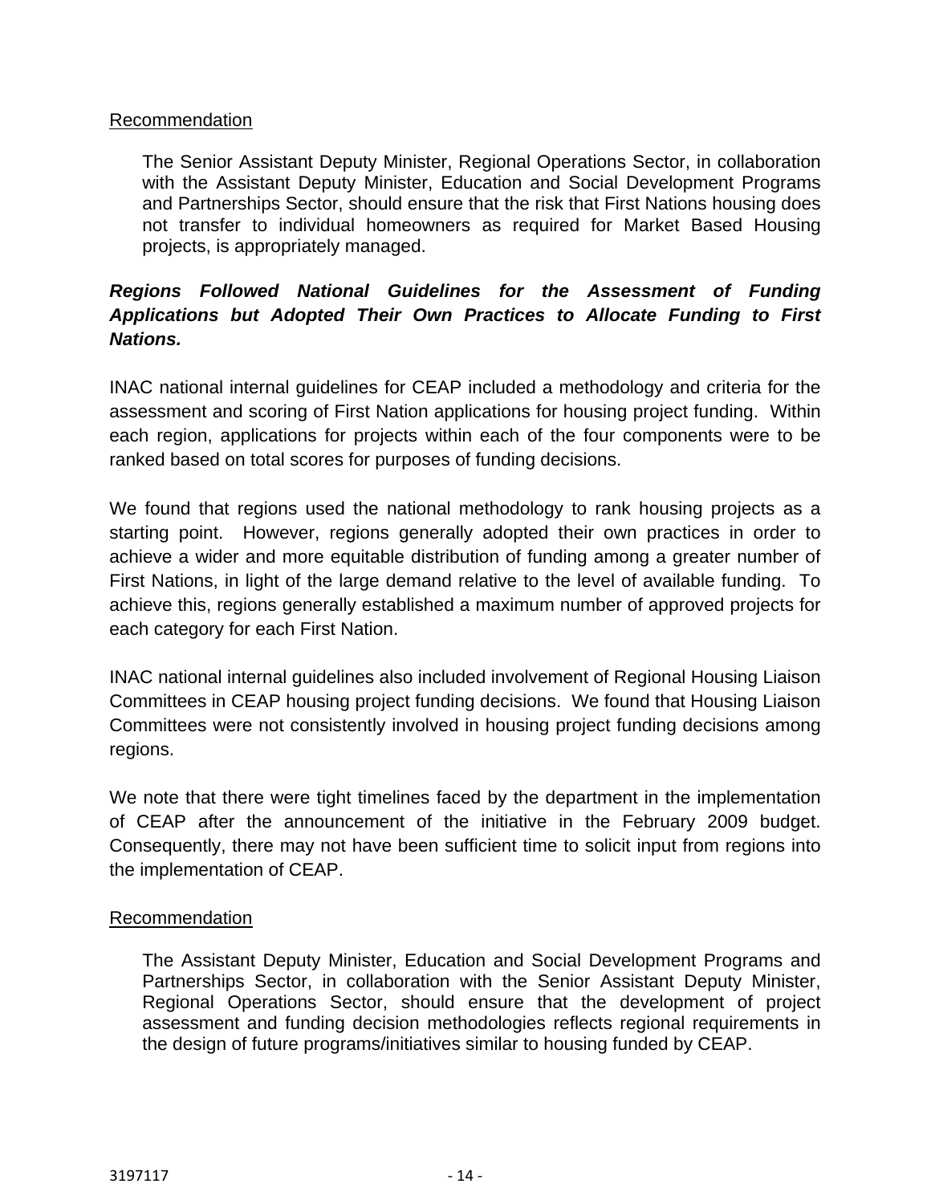Recommendation

> The Senior Assistant Deputy Minister, Regional Operations Sector, in collaboration with the Assistant Deputy Minister, Education and Social Development Programs and Partnerships Sector, should ensure that the risk that First Nations housing does not transfer to individual homeowners as required for Market Based Housing projects, is appropriately managed.

***Regions Followed National Guidelines for the Assessment of Funding Applications but Adopted Their Own Practices to Allocate Funding to First Nations.***

INAC national internal guidelines for CEAP included a methodology and criteria for the assessment and scoring of First Nation applications for housing project funding. Within each region, applications for projects within each of the four components were to be ranked based on total scores for purposes of funding decisions.

We found that regions used the national methodology to rank housing projects as a starting point. However, regions generally adopted their own practices in order to achieve a wider and more equitable distribution of funding among a greater number of First Nations, in light of the large demand relative to the level of available funding. To achieve this, regions generally established a maximum number of approved projects for each category for each First Nation.

INAC national internal guidelines also included involvement of Regional Housing Liaison Committees in CEAP housing project funding decisions. We found that Housing Liaison Committees were not consistently involved in housing project funding decisions among regions.

We note that there were tight timelines faced by the department in the implementation of CEAP after the announcement of the initiative in the February 2009 budget. Consequently, there may not have been sufficient time to solicit input from regions into the implementation of CEAP.

Recommendation

> The Assistant Deputy Minister, Education and Social Development Programs and Partnerships Sector, in collaboration with the Senior Assistant Deputy Minister, Regional Operations Sector, should ensure that the development of project assessment and funding decision methodologies reflects regional requirements in the design of future programs/initiatives similar to housing funded by CEAP.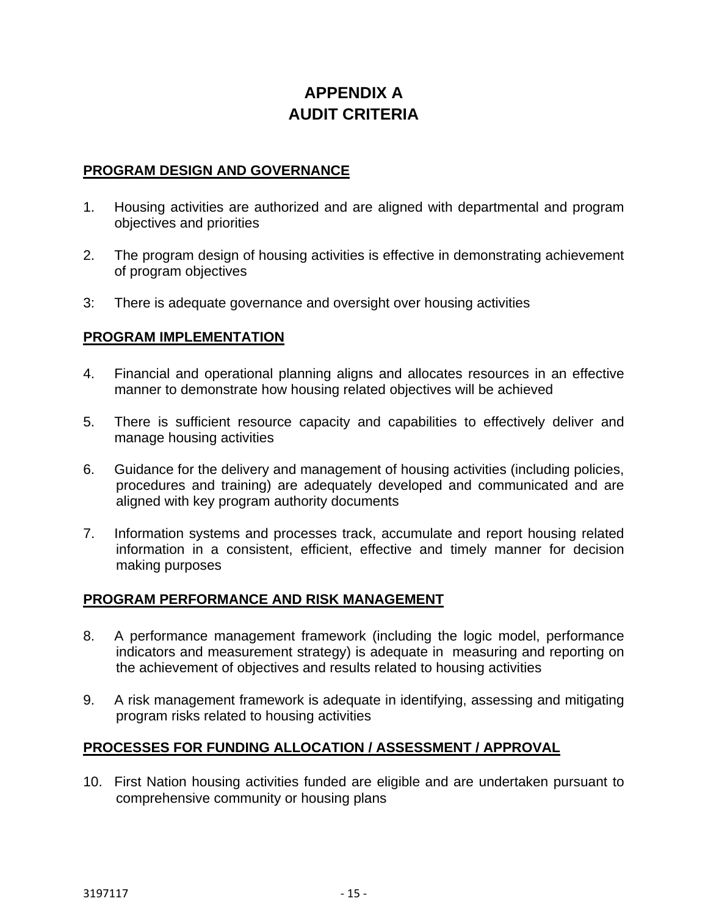# APPENDIX A
# AUDIT CRITERIA

## PROGRAM DESIGN AND GOVERNANCE

1. Housing activities are authorized and are aligned with departmental and program objectives and priorities

2. The program design of housing activities is effective in demonstrating achievement of program objectives

3: There is adequate governance and oversight over housing activities

## PROGRAM IMPLEMENTATION

4. Financial and operational planning aligns and allocates resources in an effective manner to demonstrate how housing related objectives will be achieved

5. There is sufficient resource capacity and capabilities to effectively deliver and manage housing activities

6. Guidance for the delivery and management of housing activities (including policies, procedures and training) are adequately developed and communicated and are aligned with key program authority documents

7. Information systems and processes track, accumulate and report housing related information in a consistent, efficient, effective and timely manner for decision making purposes

## PROGRAM PERFORMANCE AND RISK MANAGEMENT

8. A performance management framework (including the logic model, performance indicators and measurement strategy) is adequate in measuring and reporting on the achievement of objectives and results related to housing activities

9. A risk management framework is adequate in identifying, assessing and mitigating program risks related to housing activities

## PROCESSES FOR FUNDING ALLOCATION / ASSESSMENT / APPROVAL

10. First Nation housing activities funded are eligible and are undertaken pursuant to comprehensive community or housing plans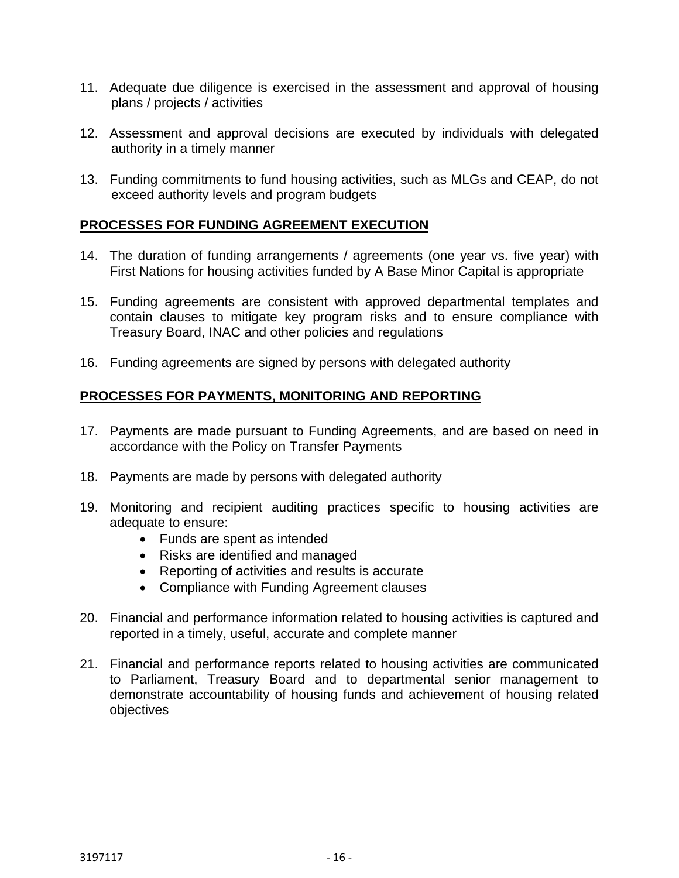11. Adequate due diligence is exercised in the assessment and approval of housing plans / projects / activities

12. Assessment and approval decisions are executed by individuals with delegated authority in a timely manner

13. Funding commitments to fund housing activities, such as MLGs and CEAP, do not exceed authority levels and program budgets

**PROCESSES FOR FUNDING AGREEMENT EXECUTION**

14. The duration of funding arrangements / agreements (one year vs. five year) with First Nations for housing activities funded by A Base Minor Capital is appropriate

15. Funding agreements are consistent with approved departmental templates and contain clauses to mitigate key program risks and to ensure compliance with Treasury Board, INAC and other policies and regulations

16. Funding agreements are signed by persons with delegated authority

**PROCESSES FOR PAYMENTS, MONITORING AND REPORTING**

17. Payments are made pursuant to Funding Agreements, and are based on need in accordance with the Policy on Transfer Payments

18. Payments are made by persons with delegated authority

19. Monitoring and recipient auditing practices specific to housing activities are adequate to ensure:
    - Funds are spent as intended
    - Risks are identified and managed
    - Reporting of activities and results is accurate
    - Compliance with Funding Agreement clauses

20. Financial and performance information related to housing activities is captured and reported in a timely, useful, accurate and complete manner

21. Financial and performance reports related to housing activities are communicated to Parliament, Treasury Board and to departmental senior management to demonstrate accountability of housing funds and achievement of housing related objectives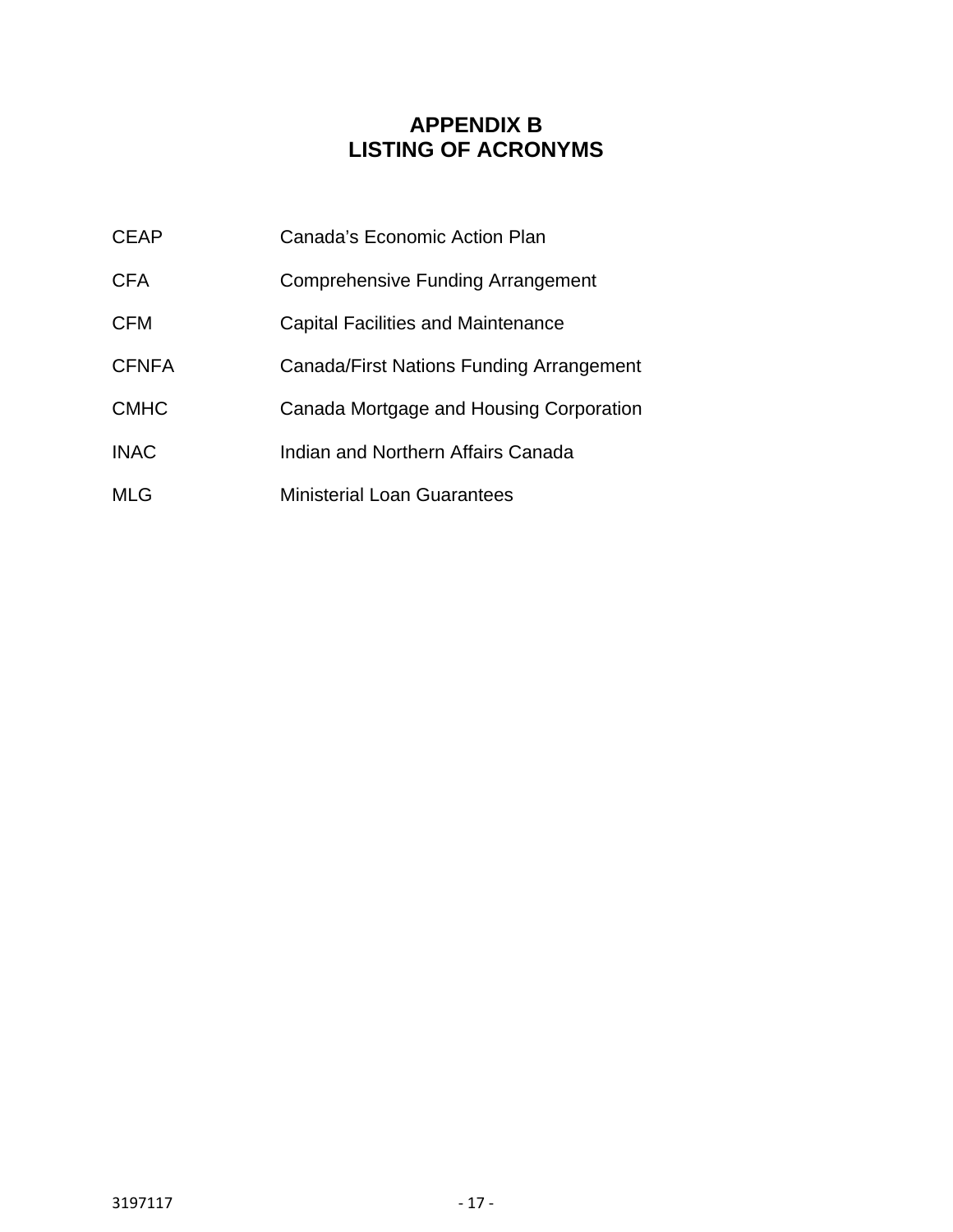# APPENDIX B
# LISTING OF ACRONYMS

| | |
|---|---|
| CEAP | Canada's Economic Action Plan |
| CFA | Comprehensive Funding Arrangement |
| CFM | Capital Facilities and Maintenance |
| CFNFA | Canada/First Nations Funding Arrangement |
| CMHC | Canada Mortgage and Housing Corporation |
| INAC | Indian and Northern Affairs Canada |
| MLG | Ministerial Loan Guarantees |